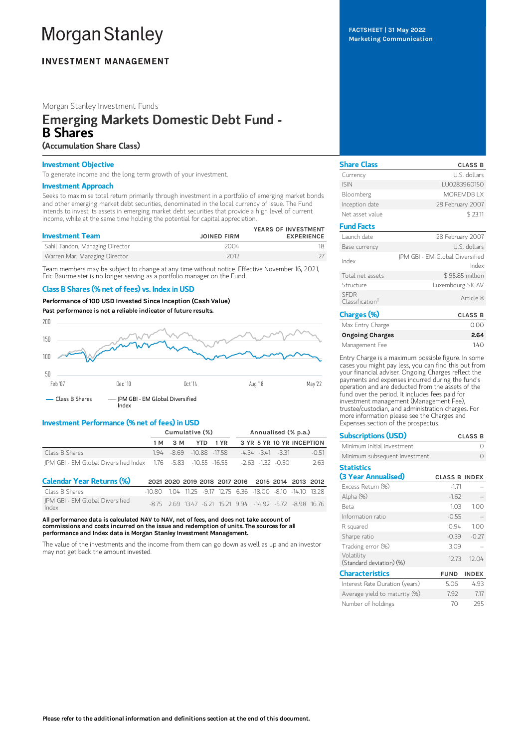# Morgan Stanley

**INVESTMENT MANAGEMENT**

FACTSHEET | 31 May 2022
Marketing Communication

Morgan Stanley Investment Funds

# Emerging Markets Domestic Debt Fund - B Shares

**(Accumulation Share Class)**

## Investment Objective

To generate income and the long term growth of your investment.

## Investment Approach

Seeks to maximise total return primarily through investment in a portfolio of emerging market bonds and other emerging market debt securities, denominated in the local currency of issue. The Fund intends to invest its assets in emerging market debt securities that provide a high level of current income, while at the same time holding the potential for capital appreciation.

| Investment Team | JOINED FIRM | YEARS OF INVESTMENT EXPERIENCE |
|---|---|---|
| Sahil Tandon, Managing Director | 2004 | 18 |
| Warren Mar, Managing Director | 2012 | 27 |

Team members may be subject to change at any time without notice. Effective November 16, 2021, Eric Baurmeister is no longer serving as a portfolio manager on the Fund.

## Class B Shares (% net of fees) vs. Index in USD

**Performance of 100 USD Invested Since Inception (Cash Value)**

**Past performance is not a reliable indicator of future results.**

Class B Shares — JPM GBI - EM Global Diversified Index

## Investment Performance (% net of fees) in USD

| | Cumulative (%) | | | | Annualised (% p.a.) | | | |
|---|---|---|---|---|---|---|---|---|
| | 1 M | 3 M | YTD | 1 YR | 3 YR | 5 YR | 10 YR | INCEPTION |
| Class B Shares | 1.94 | -8.69 | -10.88 | -17.58 | -4.34 | -3.41 | -3.31 | -0.51 |
| JPM GBI - EM Global Diversified Index | 1.76 | -5.83 | -10.55 | -16.55 | -2.63 | -1.32 | -0.50 | 2.63 |

## Calendar Year Returns (%)

| | 2021 | 2020 | 2019 | 2018 | 2017 | 2016 | 2015 | 2014 | 2013 | 2012 |
|---|---|---|---|---|---|---|---|---|---|---|
| Class B Shares | -10.80 | 1.04 | 11.25 | -9.17 | 12.75 | 6.36 | -18.00 | -8.10 | -14.10 | 13.28 |
| JPM GBI - EM Global Diversified Index | -8.75 | 2.69 | 13.47 | -6.21 | 15.21 | 9.94 | -14.92 | -5.72 | -8.98 | 16.76 |

**All performance data is calculated NAV to NAV, net of fees, and does not take account of commissions and costs incurred on the issue and redemption of units. The sources for all performance and Index data is Morgan Stanley Investment Management.**

The value of the investments and the income from them can go down as well as up and an investor may not get back the amount invested.

## Share Class

| | CLASS B |
|---|---|
| Currency | U.S. dollars |
| ISIN | LU0283960150 |
| Bloomberg | MOREMDB LX |
| Inception date | 28 February 2007 |
| Net asset value | $ 23.11 |

## Fund Facts

| | |
|---|---|
| Launch date | 28 February 2007 |
| Base currency | U.S. dollars |
| Index | JPM GBI - EM Global Diversified Index |
| Total net assets | $ 95.85 million |
| Structure | Luxembourg SICAV |
| SFDR Classification† | Article 8 |

## Charges (%)

| | CLASS B |
|---|---|
| Max Entry Charge | 0.00 |
| **Ongoing Charges** | **2.64** |
| Management Fee | 1.40 |

Entry Charge is a maximum possible figure. In some cases you might pay less, you can find this out from your financial adviser. Ongoing Charges reflect the payments and expenses incurred during the fund's operation and are deducted from the assets of the fund over the period. It includes fees paid for investment management (Management Fee), trustee/custodian, and administration charges. For more information please see the Charges and Expenses section of the prospectus.

## Subscriptions (USD)

| | CLASS B |
|---|---|
| Minimum initial investment | 0 |
| Minimum subsequent Investment | 0 |

## Statistics (3 Year Annualised)

| | CLASS B | INDEX |
|---|---|---|
| Excess Return (%) | -1.71 | -- |
| Alpha (%) | -1.62 | -- |
| Beta | 1.03 | 1.00 |
| Information ratio | -0.55 | -- |
| R squared | 0.94 | 1.00 |
| Sharpe ratio | -0.39 | -0.27 |
| Tracking error (%) | 3.09 | -- |
| Volatility (Standard deviation) (%) | 12.73 | 12.04 |

## Characteristics

| | FUND | INDEX |
|---|---|---|
| Interest Rate Duration (years) | 5.06 | 4.93 |
| Average yield to maturity (%) | 7.92 | 7.17 |
| Number of holdings | 70 | 295 |

**Please refer to the additional information and definitions section at the end of this document.**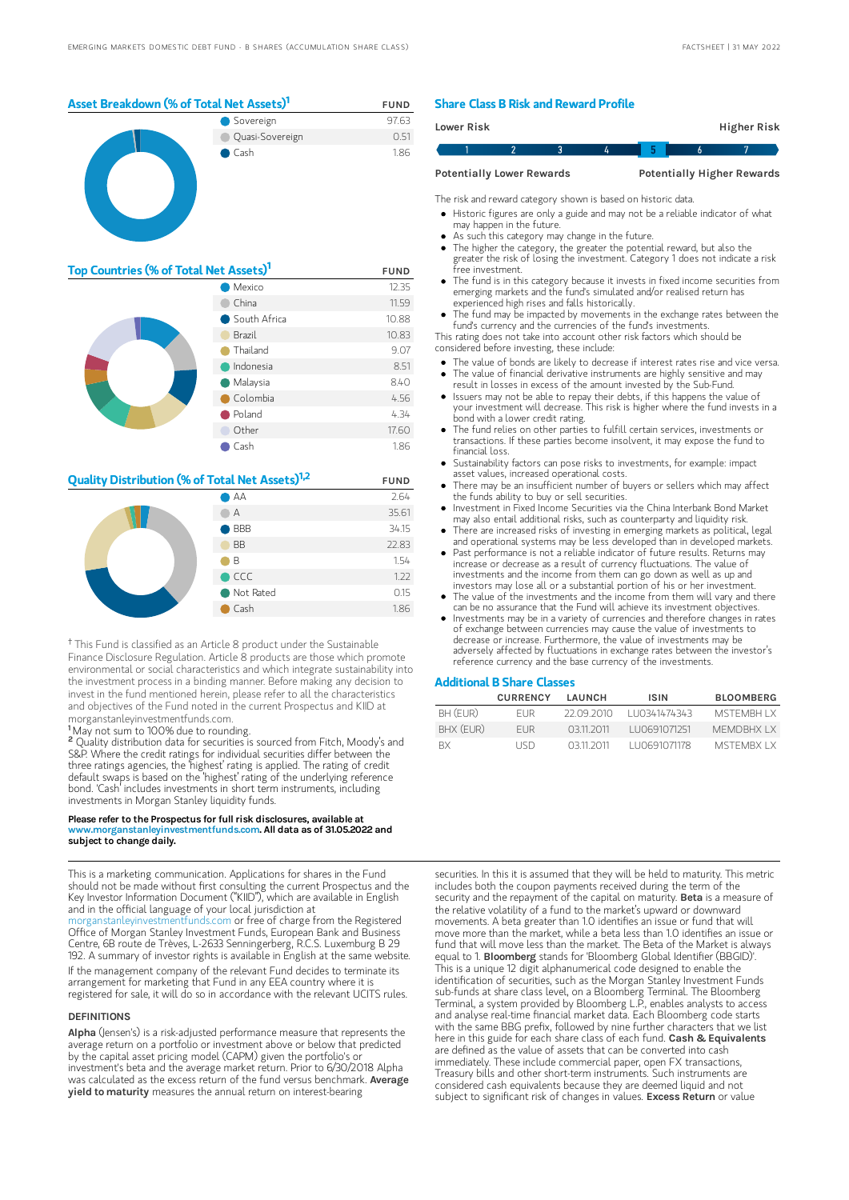## Asset Breakdown (% of Total Net Assets)[1]

| | FUND |
|---|---|
| Sovereign | 97.63 |
| Quasi-Sovereign | 0.51 |
| Cash | 1.86 |

## Top Countries (% of Total Net Assets)[1]

| | FUND |
|---|---|
| Mexico | 12.35 |
| China | 11.59 |
| South Africa | 10.88 |
| Brazil | 10.83 |
| Thailand | 9.07 |
| Indonesia | 8.51 |
| Malaysia | 8.40 |
| Colombia | 4.56 |
| Poland | 4.34 |
| Other | 17.60 |
| Cash | 1.86 |

## Quality Distribution (% of Total Net Assets)[1,2]

| | FUND |
|---|---|
| AA | 2.64 |
| A | 35.61 |
| BBB | 34.15 |
| BB | 22.83 |
| B | 1.54 |
| CCC | 1.22 |
| Not Rated | 0.15 |
| Cash | 1.86 |

† This Fund is classified as an Article 8 product under the Sustainable Finance Disclosure Regulation. Article 8 products are those which promote environmental or social characteristics and which integrate sustainability into the investment process in a binding manner. Before making any decision to invest in the fund mentioned herein, please refer to all the characteristics and objectives of the Fund noted in the current Prospectus and KIID at morganstanleyinvestmentfunds.com.

[1] May not sum to 100% due to rounding.

[2] Quality distribution data for securities is sourced from Fitch, Moody's and S&P. Where the credit ratings for individual securities differ between the three ratings agencies, the 'highest' rating is applied. The rating of credit default swaps is based on the 'highest' rating of the underlying reference bond. 'Cash' includes investments in short term instruments, including investments in Morgan Stanley liquidity funds.

**Please refer to the Prospectus for full risk disclosures, available at www.morganstanleyinvestmentfunds.com. All data as of 31.05.2022 and subject to change daily.**

## Share Class B Risk and Reward Profile

| Lower Risk | | | | | | Higher Risk |
|---|---|---|---|---|---|---|
| 1 | 2 | 3 | 4 | **5** | 6 | 7 |
| Potentially Lower Rewards | | | | | | Potentially Higher Rewards |

The risk and reward category shown is based on historic data.

- Historic figures are only a guide and may not be a reliable indicator of what may happen in the future.
- As such this category may change in the future.
- The higher the category, the greater the potential reward, but also the greater the risk of losing the investment. Category 1 does not indicate a risk free investment.
- The fund is in this category because it invests in fixed income securities from emerging markets and the fund's simulated and/or realised return has experienced high rises and falls historically.
- The fund may be impacted by movements in the exchange rates between the fund's currency and the currencies of the fund's investments.

This rating does not take into account other risk factors which should be considered before investing, these include:

- The value of bonds are likely to decrease if interest rates rise and vice versa.
- The value of financial derivative instruments are highly sensitive and may result in losses in excess of the amount invested by the Sub-Fund.
- Issuers may not be able to repay their debts, if this happens the value of your investment will decrease. This risk is higher where the fund invests in a bond with a lower credit rating.
- The fund relies on other parties to fulfill certain services, investments or transactions. If these parties become insolvent, it may expose the fund to financial loss.
- Sustainability factors can pose risks to investments, for example: impact asset values, increased operational costs.
- There may be an insufficient number of buyers or sellers which may affect the funds ability to buy or sell securities.
- Investment in Fixed Income Securities via the China Interbank Bond Market may also entail additional risks, such as counterparty and liquidity risk.
- There are increased risks of investing in emerging markets as political, legal and operational systems may be less developed than in developed markets.
- Past performance is not a reliable indicator of future results. Returns may increase or decrease as a result of currency fluctuations. The value of investments and the income from them can go down as well as up and investors may lose all or a substantial portion of his or her investment.
- The value of the investments and the income from them will vary and there can be no assurance that the Fund will achieve its investment objectives.
- Investments may be in a variety of currencies and therefore changes in rates of exchange between currencies may cause the value of investments to decrease or increase. Furthermore, the value of investments may be adversely affected by fluctuations in exchange rates between the investor's reference currency and the base currency of the investments.

## Additional B Share Classes

| | CURRENCY | LAUNCH | ISIN | BLOOMBERG |
|---|---|---|---|---|
| BH (EUR) | EUR | 22.09.2010 | LU0341474343 | MSTEMBH LX |
| BHX (EUR) | EUR | 03.11.2011 | LU0691071251 | MEMDBHX LX |
| BX | USD | 03.11.2011 | LU0691071178 | MSTEMBX LX |

This is a marketing communication. Applications for shares in the Fund should not be made without first consulting the current Prospectus and the Key Investor Information Document ("KIID"), which are available in English and in the official language of your local jurisdiction at morganstanleyinvestmentfunds.com or free of charge from the Registered Office of Morgan Stanley Investment Funds, European Bank and Business Centre, 6B route de Trèves, L-2633 Senningerberg, R.C.S. Luxemburg B 29 192. A summary of investor rights is available in English at the same website.

If the management company of the relevant Fund decides to terminate its arrangement for marketing that Fund in any EEA country where it is registered for sale, it will do so in accordance with the relevant UCITS rules.

### DEFINITIONS

**Alpha** (Jensen's) is a risk-adjusted performance measure that represents the average return on a portfolio or investment above or below that predicted by the capital asset pricing model (CAPM) given the portfolio's or investment's beta and the average market return. Prior to 6/30/2018 Alpha was calculated as the excess return of the fund versus benchmark. **Average yield to maturity** measures the annual return on interest-bearing securities. In this it is assumed that they will be held to maturity. This metric includes both the coupon payments received during the term of the security and the repayment of the capital on maturity. **Beta** is a measure of the relative volatility of a fund to the market's upward or downward movements. A beta greater than 1.0 identifies an issue or fund that will move more than the market, while a beta less than 1.0 identifies an issue or fund that will move less than the market. The Beta of the Market is always equal to 1. **Bloomberg** stands for 'Bloomberg Global Identifier (BBGID)'. This is a unique 12 digit alphanumerical code designed to enable the identification of securities, such as the Morgan Stanley Investment Funds sub-funds at share class level, on a Bloomberg Terminal. The Bloomberg Terminal, a system provided by Bloomberg L.P., enables analysts to access and analyse real-time financial market data. Each Bloomberg code starts with the same BBG prefix, followed by nine further characters that we list here in this guide for each share class of each fund. **Cash & Equivalents** are defined as the value of assets that can be converted into cash immediately. These include commercial paper, open FX transactions, Treasury bills and other short-term instruments. Such instruments are considered cash equivalents because they are deemed liquid and not subject to significant risk of changes in values. **Excess Return** or value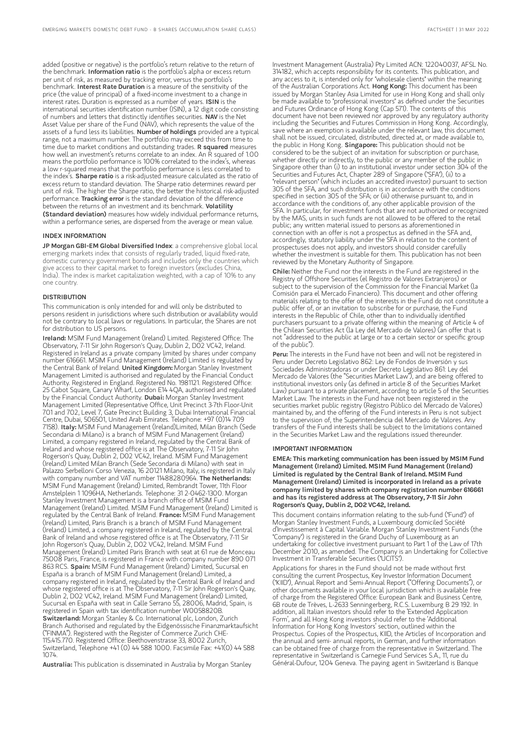added (positive or negative) is the portfolio's return relative to the return of the benchmark. **Information ratio** is the portfolio's alpha or excess return per unit of risk, as measured by tracking error, versus the portfolio's benchmark. **Interest Rate Duration** is a measure of the sensitivity of the price (the value of principal) of a fixed-income investment to a change in interest rates. Duration is expressed as a number of years. **ISIN** is the international securities identification number (ISIN), a 12 digit code consisting of numbers and letters that distinctly identifies securities. **NAV** is the Net Asset Value per share of the Fund (NAV), which represents the value of the assets of a fund less its liabilities. **Number of holdings** provided are a typical range, not a maximum number. The portfolio may exceed this from time to time due to market conditions and outstanding trades. **R squared** measures how well an investment's returns correlate to an index. An R squared of 1.00 means the portfolio performance is 100% correlated to the index's, whereas a low r-squared means that the portfolio performance is less correlated to the index's. **Sharpe ratio** is a risk-adjusted measure calculated as the ratio of excess return to standard deviation. The Sharpe ratio determines reward per unit of risk. The higher the Sharpe ratio, the better the historical risk-adjusted performance. **Tracking error** is the standard deviation of the difference between the returns of an investment and its benchmark. **Volatility (Standard deviation)** measures how widely individual performance returns, within a performance series, are dispersed from the average or mean value.

## INDEX INFORMATION

**JP Morgan GBI-EM Global Diversified Index**: a comprehensive global local emerging markets index that consists of regularly traded, liquid fixed-rate, domestic currency government bonds and includes only the countries which give access to their capital market to foreign investors (excludes China, India). The index is market capitalization weighted, with a cap of 10% to any one country.

## DISTRIBUTION

This communication is only intended for and will only be distributed to persons resident in jurisdictions where such distribution or availability would not be contrary to local laws or regulations. In particular, the Shares are not for distribution to US persons.

**Ireland:** MSIM Fund Management (Ireland) Limited. Registered Office: The Observatory, 7-11 Sir John Rogerson's Quay, Dublin 2, D02 VC42, Ireland. Registered in Ireland as a private company limited by shares under company number 616661. MSIM Fund Management (Ireland) Limited is regulated by the Central Bank of Ireland. **United Kingdom:** Morgan Stanley Investment Management Limited is authorised and regulated by the Financial Conduct Authority. Registered in England. Registered No. 1981121. Registered Office: 25 Cabot Square, Canary Wharf, London E14 4QA, authorised and regulated by the Financial Conduct Authority. **Dubai:** Morgan Stanley Investment Management Limited (Representative Office, Unit Precinct 3-7th Floor-Unit 701 and 702, Level 7, Gate Precinct Building 3, Dubai International Financial Centre, Dubai, 506501, United Arab Emirates. Telephone: +97 (0)14 709 7158). **Italy:** MSIM Fund Management (Ireland)Limited, Milan Branch (Sede Secondaria di Milano) is a branch of MSIM Fund Management (Ireland) Limited, a company registered in Ireland, regulated by the Central Bank of Ireland and whose registered office is at The Observatory, 7-11 Sir John Rogerson's Quay, Dublin 2, D02 VC42, Ireland. MSIM Fund Management (Ireland) Limited Milan Branch (Sede Secondaria di Milano) with seat in Palazzo Serbelloni Corso Venezia, 16 20121 Milano, Italy, is registered in Italy with company number and VAT number 11488280964. **The Netherlands:** MSIM Fund Management (Ireland) Limited, Rembrandt Tower, 11th Floor Amstelplein 1 1096HA, Netherlands. Telephone: 31 2-0462-1300. Morgan Stanley Investment Management is a branch office of MSIM Fund Management (Ireland) Limited. MSIM Fund Management (Ireland) Limited is regulated by the Central Bank of Ireland. **France:** MSIM Fund Management (Ireland) Limited, Paris Branch is a branch of MSIM Fund Management (Ireland) Limited, a company registered in Ireland, regulated by the Central Bank of Ireland and whose registered office is at The Observatory, 7-11 Sir John Rogerson's Quay, Dublin 2, D02 VC42, Ireland. MSIM Fund Management (Ireland) Limited Paris Branch with seat at 61 rue de Monceau 75008 Paris, France, is registered in France with company number 890 071 863 RCS. **Spain:** MSIM Fund Management (Ireland) Limited, Sucursal en España is a branch of MSIM Fund Management (Ireland) Limited, a company registered in Ireland, regulated by the Central Bank of Ireland and whose registered office is at The Observatory, 7-11 Sir John Rogerson's Quay, Dublin 2, D02 VC42, Ireland. MSIM Fund Management (Ireland) Limited, Sucursal en España with seat in Calle Serrano 55, 28006, Madrid, Spain, is registered in Spain with tax identification number W0058820B. **Switzerland:** Morgan Stanley & Co. International plc, London, Zurich Branch Authorised and regulated by the Eidgenössische Finanzmarktaufsicht ("FINMA"). Registered with the Register of Commerce Zurich CHE-115.415.770. Registered Office: Beethovenstrasse 33, 8002 Zurich, Switzerland, Telephone +41 (0) 44 588 1000. Facsimile Fax: +41(0) 44 588 1074.

**Australia:** This publication is disseminated in Australia by Morgan Stanley Investment Management (Australia) Pty Limited ACN: 122040037, AFSL No. 314182, which accepts responsibility for its contents. This publication, and any access to it, is intended only for "wholesale clients" within the meaning of the Australian Corporations Act. **Hong Kong:** This document has been issued by Morgan Stanley Asia Limited for use in Hong Kong and shall only be made available to "professional investors" as defined under the Securities and Futures Ordinance of Hong Kong (Cap 571). The contents of this document have not been reviewed nor approved by any regulatory authority including the Securities and Futures Commission in Hong Kong. Accordingly, save where an exemption is available under the relevant law, this document shall not be issued, circulated, distributed, directed at, or made available to, the public in Hong Kong. **Singapore:** This publication should not be considered to be the subject of an invitation for subscription or purchase, whether directly or indirectly, to the public or any member of the public in Singapore other than (i) to an institutional investor under section 304 of the Securities and Futures Act, Chapter 289 of Singapore ("SFA"), (ii) to a "relevant person" (which includes an accredited investor) pursuant to section 305 of the SFA, and such distribution is in accordance with the conditions specified in section 305 of the SFA; or (iii) otherwise pursuant to, and in accordance with the conditions of, any other applicable provision of the SFA. In particular, for investment funds that are not authorized or recognized by the MAS, units in such funds are not allowed to be offered to the retail public; any written material issued to persons as aforementioned in connection with an offer is not a prospectus as defined in the SFA and, accordingly, statutory liability under the SFA in relation to the content of prospectuses does not apply, and investors should consider carefully whether the investment is suitable for them. This publication has not been reviewed by the Monetary Authority of Singapore.

**Chile:** Neither the Fund nor the interests in the Fund are registered in the Registry of Offshore Securities (el Registro de Valores Extranjeros) or subject to the supervision of the Commission for the Financial Market (la Comisión para el Mercado Financiero). This document and other offering materials relating to the offer of the interests in the Fund do not constitute a public offer of, or an invitation to subscribe for or purchase, the Fund interests in the Republic of Chile, other than to individually identified purchasers pursuant to a private offering within the meaning of Article 4 of the Chilean Securities Act (la Ley del Mercado de Valores) (an offer that is not "addressed to the public at large or to a certain sector or specific group of the public").

**Peru:** The interests in the Fund have not been and will not be registered in Peru under Decreto Legislativo 862: Ley de Fondos de Inversión y sus Sociedades Administradoras or under Decreto Legislativo 861: Ley del Mercado de Valores (the "Securities Market Law"), and are being offered to institutional investors only (as defined in article 8 of the Securities Market Law) pursuant to a private placement, according to article 5 of the Securities Market Law. The interests in the Fund have not been registered in the securities market public registry (Registro Público del Mercado de Valores) maintained by, and the offering of the Fund interests in Peru is not subject to the supervision of, the Superintendencia del Mercado de Valores. Any transfers of the Fund interests shall be subject to the limitations contained in the Securities Market Law and the regulations issued thereunder.

## IMPORTANT INFORMATION

**EMEA: This marketing communication has been issued by MSIM Fund Management (Ireland) Limited. MSIM Fund Management (Ireland) Limited is regulated by the Central Bank of Ireland. MSIM Fund Management (Ireland) Limited is incorporated in Ireland as a private company limited by shares with company registration number 616661 and has its registered address at The Observatory, 7-11 Sir John Rogerson's Quay, Dublin 2, D02 VC42, Ireland.**

This document contains information relating to the sub-fund ("Fund") of Morgan Stanley Investment Funds, a Luxembourg domiciled Société d'Investissement à Capital Variable. Morgan Stanley Investment Funds (the "Company") is registered in the Grand Duchy of Luxembourg as an undertaking for collective investment pursuant to Part 1 of the Law of 17th December 2010, as amended. The Company is an Undertaking for Collective Investment in Transferable Securities ("UCITS").

Applications for shares in the Fund should not be made without first consulting the current Prospectus, Key Investor Information Document ("KIID"), Annual Report and Semi-Annual Report ("Offering Documents"), or other documents available in your local jurisdiction which is available free of charge from the Registered Office: European Bank and Business Centre, 6B route de Trèves, L-2633 Senningerberg, R.C.S. Luxemburg B 29 192. In addition, all Italian investors should refer to the 'Extended Application Form', and all Hong Kong investors should refer to the 'Additional Information for Hong Kong Investors' section, outlined within the Prospectus. Copies of the Prospectus, KIID, the Articles of Incorporation and the annual and semi- annual reports, in German, and further information can be obtained free of charge from the representative in Switzerland. The representative in Switzerland is Carnegie Fund Services S.A., 11, rue du Général-Dufour, 1204 Geneva. The paying agent in Switzerland is Banque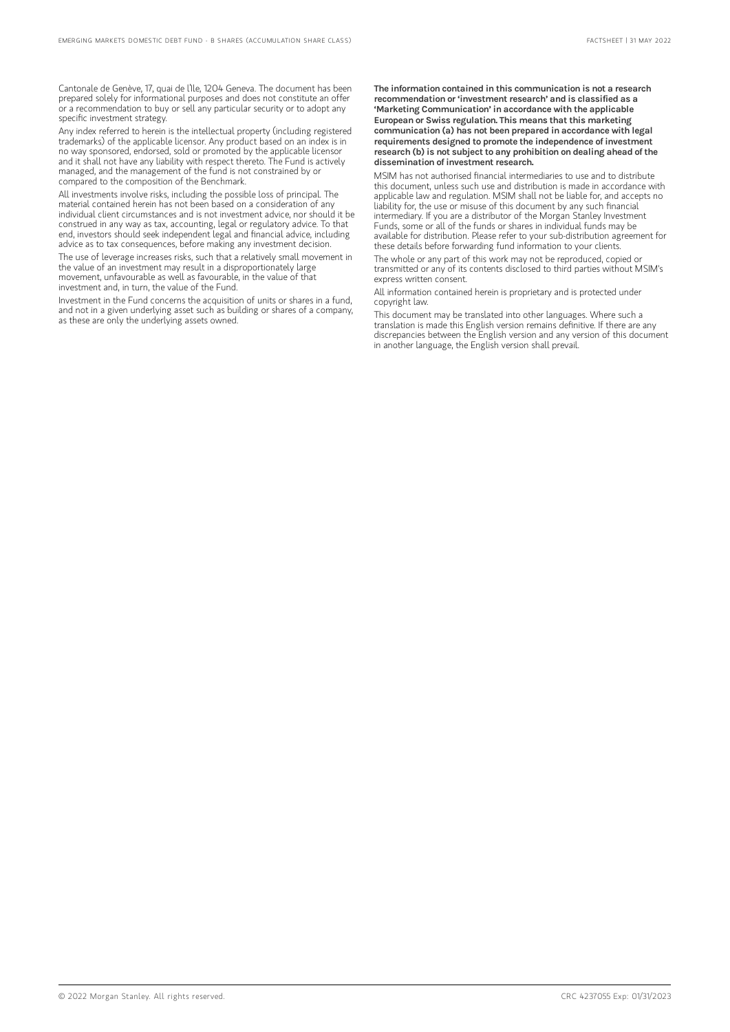Cantonale de Genève, 17, quai de l'Ile, 1204 Geneva. The document has been prepared solely for informational purposes and does not constitute an offer or a recommendation to buy or sell any particular security or to adopt any specific investment strategy.

Any index referred to herein is the intellectual property (including registered trademarks) of the applicable licensor. Any product based on an index is in no way sponsored, endorsed, sold or promoted by the applicable licensor and it shall not have any liability with respect thereto. The Fund is actively managed, and the management of the fund is not constrained by or compared to the composition of the Benchmark.

All investments involve risks, including the possible loss of principal. The material contained herein has not been based on a consideration of any individual client circumstances and is not investment advice, nor should it be construed in any way as tax, accounting, legal or regulatory advice. To that end, investors should seek independent legal and financial advice, including advice as to tax consequences, before making any investment decision.

The use of leverage increases risks, such that a relatively small movement in the value of an investment may result in a disproportionately large movement, unfavourable as well as favourable, in the value of that investment and, in turn, the value of the Fund.

Investment in the Fund concerns the acquisition of units or shares in a fund, and not in a given underlying asset such as building or shares of a company, as these are only the underlying assets owned.

**The information contained in this communication is not a research recommendation or 'investment research' and is classified as a 'Marketing Communication' in accordance with the applicable European or Swiss regulation. This means that this marketing communication (a) has not been prepared in accordance with legal requirements designed to promote the independence of investment research (b) is not subject to any prohibition on dealing ahead of the dissemination of investment research.**

MSIM has not authorised financial intermediaries to use and to distribute this document, unless such use and distribution is made in accordance with applicable law and regulation. MSIM shall not be liable for, and accepts no liability for, the use or misuse of this document by any such financial intermediary. If you are a distributor of the Morgan Stanley Investment Funds, some or all of the funds or shares in individual funds may be available for distribution. Please refer to your sub-distribution agreement for these details before forwarding fund information to your clients.

The whole or any part of this work may not be reproduced, copied or transmitted or any of its contents disclosed to third parties without MSIM's express written consent.

All information contained herein is proprietary and is protected under copyright law.

This document may be translated into other languages. Where such a translation is made this English version remains definitive. If there are any discrepancies between the English version and any version of this document in another language, the English version shall prevail.

© 2022 Morgan Stanley. All rights reserved.

CRC 4237055 Exp: 01/31/2023